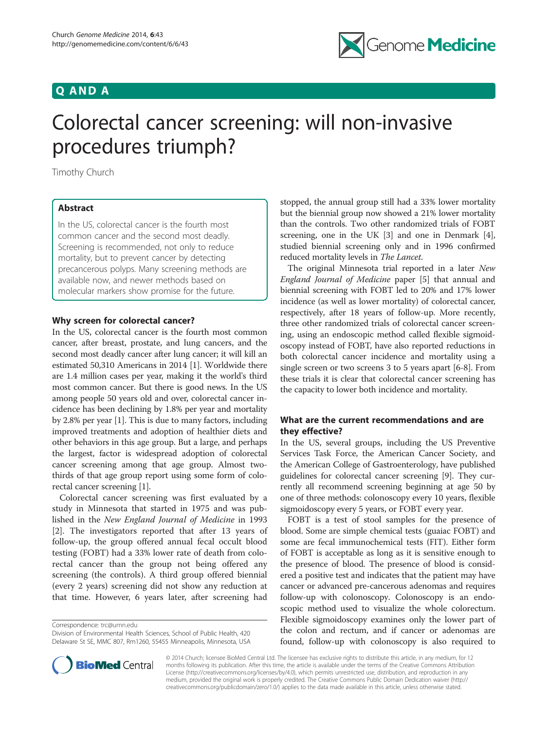# Q AND A

# Colorectal cancer screening: will non-invasive procedures triumph?

Timothy Church

## Abstract

In the US, colorectal cancer is the fourth most common cancer and the second most deadly. Screening is recommended, not only to reduce mortality, but to prevent cancer by detecting precancerous polyps. Many screening methods are available now, and newer methods based on molecular markers show promise for the future.

### Why screen for colorectal cancer?

In the US, colorectal cancer is the fourth most common cancer, after breast, prostate, and lung cancers, and the second most deadly cancer after lung cancer; it will kill an estimated 50,310 Americans in 2014 [1]. Worldwide there are 1.4 million cases per year, making it the world's third most common cancer. But there is good news. In the US among people 50 years old and over, colorectal cancer incidence has been declining by 1.8% per year and mortality by 2.8% per year [1]. This is due to many factors, including improved treatments and adoption of healthier diets and other behaviors in this age group. But a large, and perhaps the largest, factor is widespread adoption of colorectal cancer screening among that age group. Almost two-thirds of that age group report using some form of colorectal cancer screening [1].

Colorectal cancer screening was first evaluated by a study in Minnesota that started in 1975 and was published in the *New England Journal of Medicine* in 1993 [2]. The investigators reported that after 13 years of follow-up, the group offered annual fecal occult blood testing (FOBT) had a 33% lower rate of death from colorectal cancer than the group not being offered any screening (the controls). A third group offered biennial (every 2 years) screening did not show any reduction at that time. However, 6 years later, after screening had stopped, the annual group still had a 33% lower mortality but the biennial group now showed a 21% lower mortality than the controls. Two other randomized trials of FOBT screening, one in the UK [3] and one in Denmark [4], studied biennial screening only and in 1996 confirmed reduced mortality levels in *The Lancet*.

The original Minnesota trial reported in a later *New England Journal of Medicine* paper [5] that annual and biennial screening with FOBT led to 20% and 17% lower incidence (as well as lower mortality) of colorectal cancer, respectively, after 18 years of follow-up. More recently, three other randomized trials of colorectal cancer screening, using an endoscopic method called flexible sigmoidoscopy instead of FOBT, have also reported reductions in both colorectal cancer incidence and mortality using a single screen or two screens 3 to 5 years apart [6-8]. From these trials it is clear that colorectal cancer screening has the capacity to lower both incidence and mortality.

### What are the current recommendations and are they effective?

In the US, several groups, including the US Preventive Services Task Force, the American Cancer Society, and the American College of Gastroenterology, have published guidelines for colorectal cancer screening [9]. They currently all recommend screening beginning at age 50 by one of three methods: colonoscopy every 10 years, flexible sigmoidoscopy every 5 years, or FOBT every year.

FOBT is a test of stool samples for the presence of blood. Some are simple chemical tests (guaiac FOBT) and some are fecal immunochemical tests (FIT). Either form of FOBT is acceptable as long as it is sensitive enough to the presence of blood. The presence of blood is considered a positive test and indicates that the patient may have cancer or advanced pre-cancerous adenomas and requires follow-up with colonoscopy. Colonoscopy is an endoscopic method used to visualize the whole colorectum. Flexible sigmoidoscopy examines only the lower part of the colon and rectum, and if cancer or adenomas are found, follow-up with colonoscopy is also required to

Correspondence: trc@umn.edu
Division of Environmental Health Sciences, School of Public Health, 420 Delaware St SE, MMC 807, Rm1260, 55455 Minneapolis, Minnesota, USA

© 2014 Church; licensee BioMed Central Ltd. The licensee has exclusive rights to distribute this article, in any medium, for 12 months following its publication. After this time, the article is available under the terms of the Creative Commons Attribution License (http://creativecommons.org/licenses/by/4.0), which permits unrestricted use, distribution, and reproduction in any medium, provided the original work is properly credited. The Creative Commons Public Domain Dedication waiver (http://creativecommons.org/publicdomain/zero/1.0/) applies to the data made available in this article, unless otherwise stated.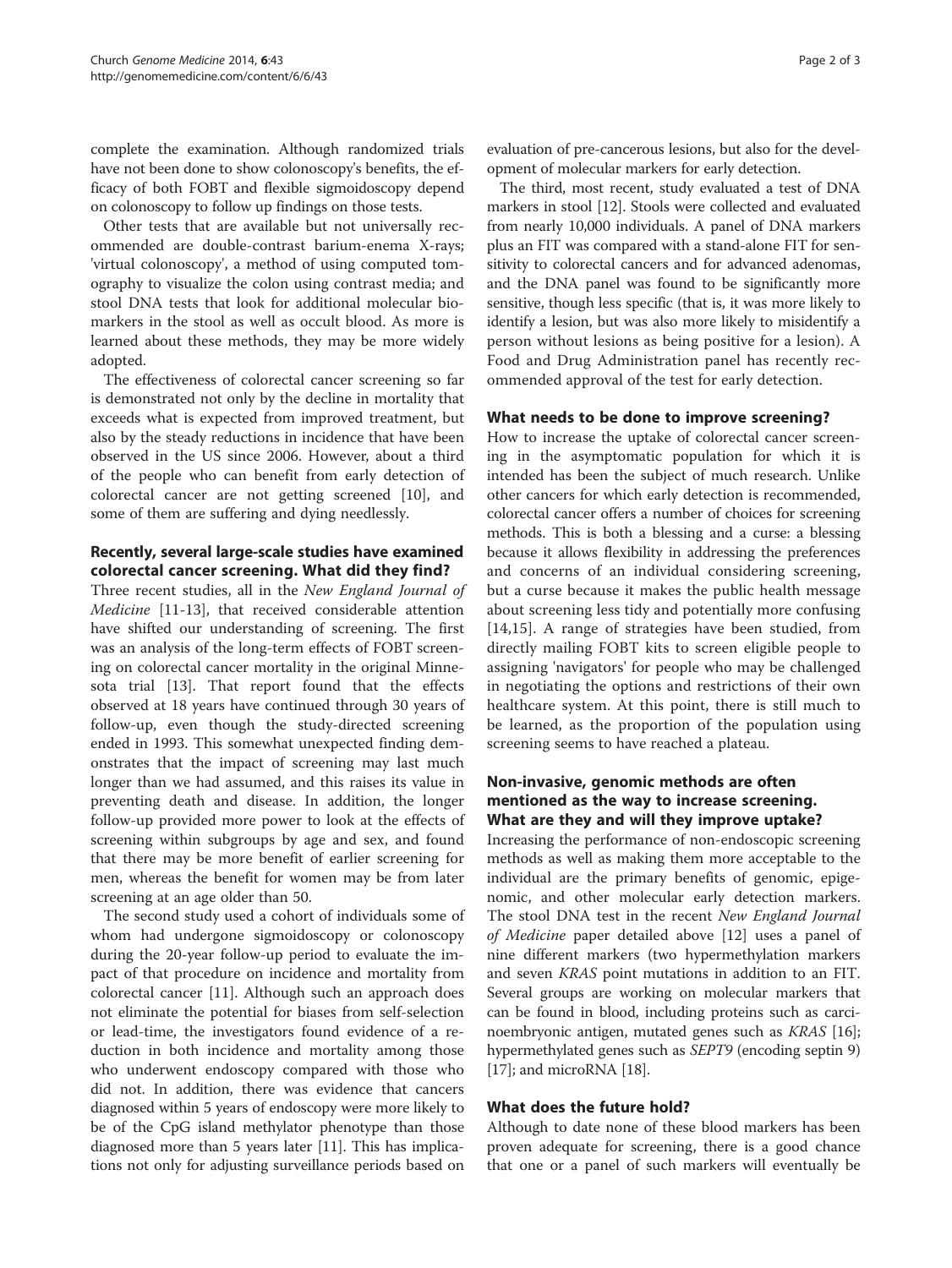complete the examination. Although randomized trials have not been done to show colonoscopy's benefits, the efficacy of both FOBT and flexible sigmoidoscopy depend on colonoscopy to follow up findings on those tests.

Other tests that are available but not universally recommended are double-contrast barium-enema X-rays; 'virtual colonoscopy', a method of using computed tomography to visualize the colon using contrast media; and stool DNA tests that look for additional molecular biomarkers in the stool as well as occult blood. As more is learned about these methods, they may be more widely adopted.

The effectiveness of colorectal cancer screening so far is demonstrated not only by the decline in mortality that exceeds what is expected from improved treatment, but also by the steady reductions in incidence that have been observed in the US since 2006. However, about a third of the people who can benefit from early detection of colorectal cancer are not getting screened [10], and some of them are suffering and dying needlessly.

## Recently, several large-scale studies have examined colorectal cancer screening. What did they find?

Three recent studies, all in the *New England Journal of Medicine* [11-13], that received considerable attention have shifted our understanding of screening. The first was an analysis of the long-term effects of FOBT screening on colorectal cancer mortality in the original Minnesota trial [13]. That report found that the effects observed at 18 years have continued through 30 years of follow-up, even though the study-directed screening ended in 1993. This somewhat unexpected finding demonstrates that the impact of screening may last much longer than we had assumed, and this raises its value in preventing death and disease. In addition, the longer follow-up provided more power to look at the effects of screening within subgroups by age and sex, and found that there may be more benefit of earlier screening for men, whereas the benefit for women may be from later screening at an age older than 50.

The second study used a cohort of individuals some of whom had undergone sigmoidoscopy or colonoscopy during the 20-year follow-up period to evaluate the impact of that procedure on incidence and mortality from colorectal cancer [11]. Although such an approach does not eliminate the potential for biases from self-selection or lead-time, the investigators found evidence of a reduction in both incidence and mortality among those who underwent endoscopy compared with those who did not. In addition, there was evidence that cancers diagnosed within 5 years of endoscopy were more likely to be of the CpG island methylator phenotype than those diagnosed more than 5 years later [11]. This has implications not only for adjusting surveillance periods based on evaluation of pre-cancerous lesions, but also for the development of molecular markers for early detection.

The third, most recent, study evaluated a test of DNA markers in stool [12]. Stools were collected and evaluated from nearly 10,000 individuals. A panel of DNA markers plus an FIT was compared with a stand-alone FIT for sensitivity to colorectal cancers and for advanced adenomas, and the DNA panel was found to be significantly more sensitive, though less specific (that is, it was more likely to identify a lesion, but was also more likely to misidentify a person without lesions as being positive for a lesion). A Food and Drug Administration panel has recently recommended approval of the test for early detection.

## What needs to be done to improve screening?

How to increase the uptake of colorectal cancer screening in the asymptomatic population for which it is intended has been the subject of much research. Unlike other cancers for which early detection is recommended, colorectal cancer offers a number of choices for screening methods. This is both a blessing and a curse: a blessing because it allows flexibility in addressing the preferences and concerns of an individual considering screening, but a curse because it makes the public health message about screening less tidy and potentially more confusing [14,15]. A range of strategies have been studied, from directly mailing FOBT kits to screen eligible people to assigning 'navigators' for people who may be challenged in negotiating the options and restrictions of their own healthcare system. At this point, there is still much to be learned, as the proportion of the population using screening seems to have reached a plateau.

## Non-invasive, genomic methods are often mentioned as the way to increase screening. What are they and will they improve uptake?

Increasing the performance of non-endoscopic screening methods as well as making them more acceptable to the individual are the primary benefits of genomic, epigenomic, and other molecular early detection markers. The stool DNA test in the recent *New England Journal of Medicine* paper detailed above [12] uses a panel of nine different markers (two hypermethylation markers and seven *KRAS* point mutations in addition to an FIT. Several groups are working on molecular markers that can be found in blood, including proteins such as carcinoembryonic antigen, mutated genes such as *KRAS* [16]; hypermethylated genes such as *SEPT9* (encoding septin 9) [17]; and microRNA [18].

## What does the future hold?

Although to date none of these blood markers has been proven adequate for screening, there is a good chance that one or a panel of such markers will eventually be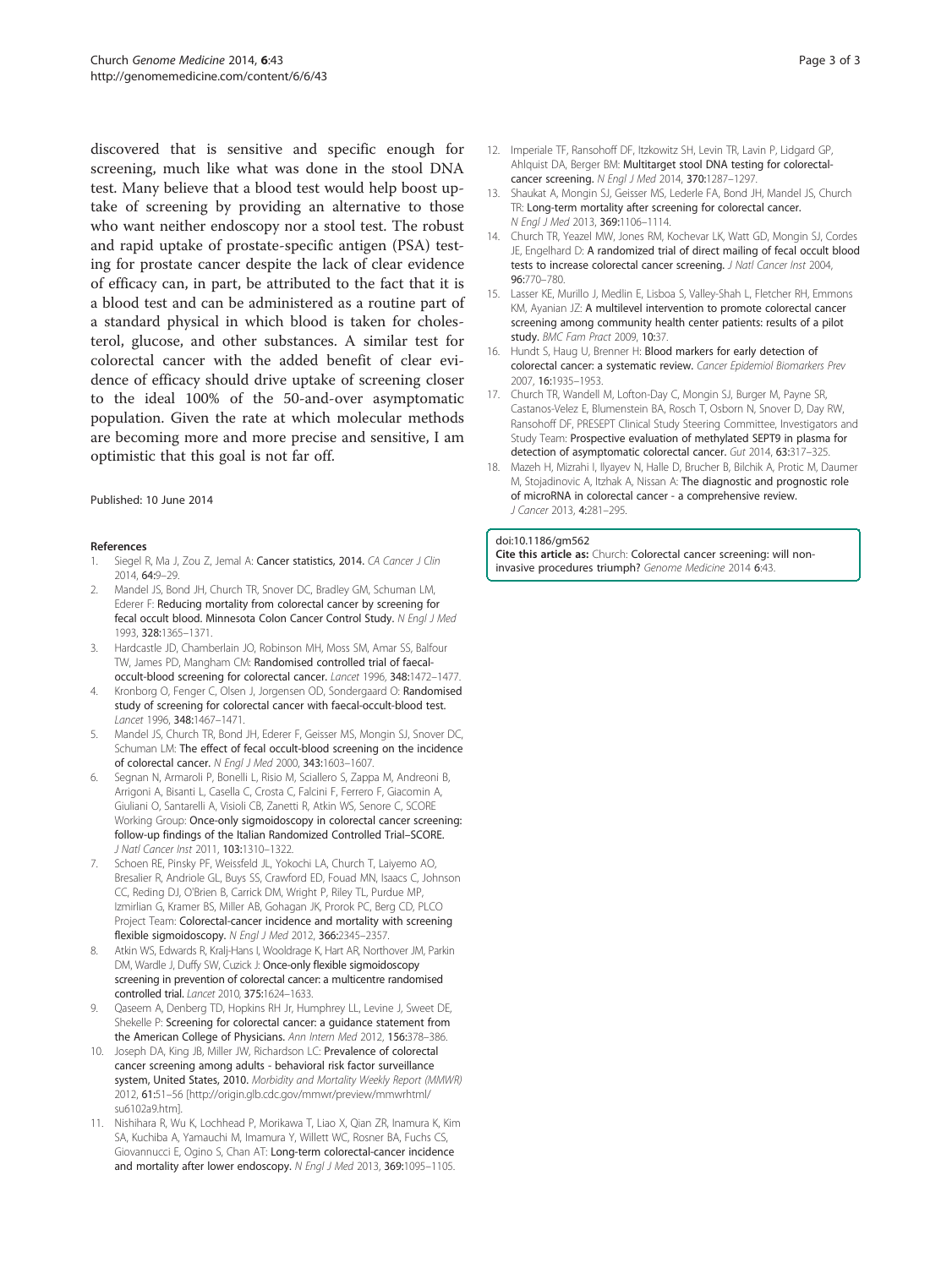discovered that is sensitive and specific enough for screening, much like what was done in the stool DNA test. Many believe that a blood test would help boost uptake of screening by providing an alternative to those who want neither endoscopy nor a stool test. The robust and rapid uptake of prostate-specific antigen (PSA) testing for prostate cancer despite the lack of clear evidence of efficacy can, in part, be attributed to the fact that it is a blood test and can be administered as a routine part of a standard physical in which blood is taken for cholesterol, glucose, and other substances. A similar test for colorectal cancer with the added benefit of clear evidence of efficacy should drive uptake of screening closer to the ideal 100% of the 50-and-over asymptomatic population. Given the rate at which molecular methods are becoming more and more precise and sensitive, I am optimistic that this goal is not far off.

Published: 10 June 2014

## References

1. Siegel R, Ma J, Zou Z, Jemal A: **Cancer statistics, 2014.** *CA Cancer J Clin* 2014, **64:**9–29.
2. Mandel JS, Bond JH, Church TR, Snover DC, Bradley GM, Schuman LM, Ederer F: **Reducing mortality from colorectal cancer by screening for fecal occult blood. Minnesota Colon Cancer Control Study.** *N Engl J Med* 1993, **328:**1365–1371.
3. Hardcastle JD, Chamberlain JO, Robinson MH, Moss SM, Amar SS, Balfour TW, James PD, Mangham CM: **Randomised controlled trial of faecal-occult-blood screening for colorectal cancer.** *Lancet* 1996, **348:**1472–1477.
4. Kronborg O, Fenger C, Olsen J, Jorgensen OD, Sondergaard O: **Randomised study of screening for colorectal cancer with faecal-occult-blood test.** *Lancet* 1996, **348:**1467–1471.
5. Mandel JS, Church TR, Bond JH, Ederer F, Geisser MS, Mongin SJ, Snover DC, Schuman LM: **The effect of fecal occult-blood screening on the incidence of colorectal cancer.** *N Engl J Med* 2000, **343:**1603–1607.
6. Segnan N, Armaroli P, Bonelli L, Risio M, Sciallero S, Zappa M, Andreoni B, Arrigoni A, Bisanti L, Casella C, Crosta C, Falcini F, Ferrero F, Giacomin A, Giuliani O, Santarelli A, Visioli CB, Zanetti R, Atkin WS, Senore C, SCORE Working Group: **Once-only sigmoidoscopy in colorectal cancer screening: follow-up findings of the Italian Randomized Controlled Trial–SCORE.** *J Natl Cancer Inst* 2011, **103:**1310–1322.
7. Schoen RE, Pinsky PF, Weissfeld JL, Yokochi LA, Church T, Laiyemo AO, Bresalier R, Andriole GL, Buys SS, Crawford ED, Fouad MN, Isaacs C, Johnson CC, Reding DJ, O'Brien B, Carrick DM, Wright P, Riley TL, Purdue MP, Izmirlian G, Kramer BS, Miller AB, Gohagan JK, Prorok PC, Berg CD, PLCO Project Team: **Colorectal-cancer incidence and mortality with screening flexible sigmoidoscopy.** *N Engl J Med* 2012, **366:**2345–2357.
8. Atkin WS, Edwards R, Kralj-Hans I, Wooldrage K, Hart AR, Northover JM, Parkin DM, Wardle J, Duffy SW, Cuzick J: **Once-only flexible sigmoidoscopy screening in prevention of colorectal cancer: a multicentre randomised controlled trial.** *Lancet* 2010, **375:**1624–1633.
9. Qaseem A, Denberg TD, Hopkins RH Jr, Humphrey LL, Levine J, Sweet DE, Shekelle P: **Screening for colorectal cancer: a guidance statement from the American College of Physicians.** *Ann Intern Med* 2012, **156:**378–386.
10. Joseph DA, King JB, Miller JW, Richardson LC: **Prevalence of colorectal cancer screening among adults - behavioral risk factor surveillance system, United States, 2010.** *Morbidity and Mortality Weekly Report (MMWR)* 2012, **61:**51–56 [http://origin.glb.cdc.gov/mmwr/preview/mmwrhtml/su6102a9.htm].
11. Nishihara R, Wu K, Lochhead P, Morikawa T, Liao X, Qian ZR, Inamura K, Kim SA, Kuchiba A, Yamauchi M, Imamura Y, Willett WC, Rosner BA, Fuchs CS, Giovannucci E, Ogino S, Chan AT: **Long-term colorectal-cancer incidence and mortality after lower endoscopy.** *N Engl J Med* 2013, **369:**1095–1105.
12. Imperiale TF, Ransohoff DF, Itzkowitz SH, Levin TR, Lavin P, Lidgard GP, Ahlquist DA, Berger BM: **Multitarget stool DNA testing for colorectal-cancer screening.** *N Engl J Med* 2014, **370:**1287–1297.
13. Shaukat A, Mongin SJ, Geisser MS, Lederle FA, Bond JH, Mandel JS, Church TR: **Long-term mortality after screening for colorectal cancer.** *N Engl J Med* 2013, **369:**1106–1114.
14. Church TR, Yeazel MW, Jones RM, Kochevar LK, Watt GD, Mongin SJ, Cordes JE, Engelhard D: **A randomized trial of direct mailing of fecal occult blood tests to increase colorectal cancer screening.** *J Natl Cancer Inst* 2004, **96:**770–780.
15. Lasser KE, Murillo J, Medlin E, Lisboa S, Valley-Shah L, Fletcher RH, Emmons KM, Ayanian JZ: **A multilevel intervention to promote colorectal cancer screening among community health center patients: results of a pilot study.** *BMC Fam Pract* 2009, **10:**37.
16. Hundt S, Haug U, Brenner H: **Blood markers for early detection of colorectal cancer: a systematic review.** *Cancer Epidemiol Biomarkers Prev* 2007, **16:**1935–1953.
17. Church TR, Wandell M, Lofton-Day C, Mongin SJ, Burger M, Payne SR, Castanos-Velez E, Blumenstein BA, Rosch T, Osborn N, Snover D, Day RW, Ransohoff DF, PRESEPT Clinical Study Steering Committee, Investigators and Study Team: **Prospective evaluation of methylated SEPT9 in plasma for detection of asymptomatic colorectal cancer.** *Gut* 2014, **63:**317–325.
18. Mazeh H, Mizrahi I, Ilyayev N, Halle D, Brucher B, Bilchik A, Protic M, Daumer M, Stojadinovic A, Itzhak A, Nissan A: **The diagnostic and prognostic role of microRNA in colorectal cancer - a comprehensive review.** *J Cancer* 2013, **4:**281–295.

doi:10.1186/gm562

**Cite this article as:** Church: Colorectal cancer screening: will non-invasive procedures triumph? *Genome Medicine* 2014 **6:**43.